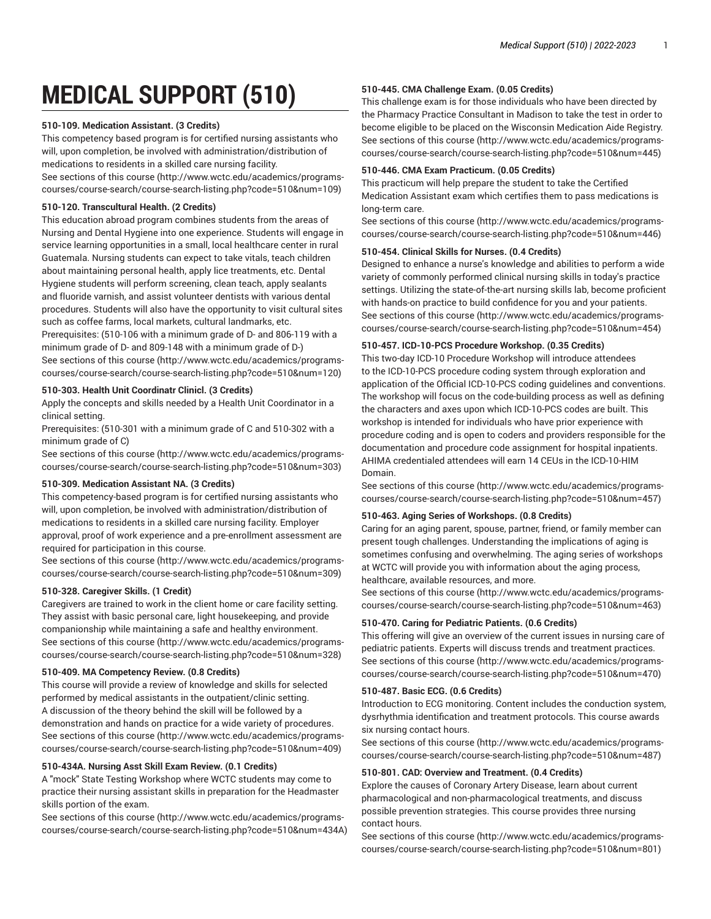# MEDICAL SUPPORT (510)

**510-109. Medication Assistant. (3 Credits)**

This competency based program is for certified nursing assistants who will, upon completion, be involved with administration/distribution of medications to residents in a skilled care nursing facility.
See sections of this course (http://www.wctc.edu/academics/programs-courses/course-search/course-search-listing.php?code=510&num=109)

**510-120. Transcultural Health. (2 Credits)**

This education abroad program combines students from the areas of Nursing and Dental Hygiene into one experience. Students will engage in service learning opportunities in a small, local healthcare center in rural Guatemala. Nursing students can expect to take vitals, teach children about maintaining personal health, apply lice treatments, etc. Dental Hygiene students will perform screening, clean teach, apply sealants and fluoride varnish, and assist volunteer dentists with various dental procedures. Students will also have the opportunity to visit cultural sites such as coffee farms, local markets, cultural landmarks, etc.
Prerequisites: (510-106 with a minimum grade of D- and 806-119 with a minimum grade of D- and 809-148 with a minimum grade of D-)
See sections of this course (http://www.wctc.edu/academics/programs-courses/course-search/course-search-listing.php?code=510&num=120)

**510-303. Health Unit Coordinatr Clinicl. (3 Credits)**

Apply the concepts and skills needed by a Health Unit Coordinator in a clinical setting.
Prerequisites: (510-301 with a minimum grade of C and 510-302 with a minimum grade of C)
See sections of this course (http://www.wctc.edu/academics/programs-courses/course-search/course-search-listing.php?code=510&num=303)

**510-309. Medication Assistant NA. (3 Credits)**

This competency-based program is for certified nursing assistants who will, upon completion, be involved with administration/distribution of medications to residents in a skilled care nursing facility. Employer approval, proof of work experience and a pre-enrollment assessment are required for participation in this course.
See sections of this course (http://www.wctc.edu/academics/programs-courses/course-search/course-search-listing.php?code=510&num=309)

**510-328. Caregiver Skills. (1 Credit)**

Caregivers are trained to work in the client home or care facility setting. They assist with basic personal care, light housekeeping, and provide companionship while maintaining a safe and healthy environment.
See sections of this course (http://www.wctc.edu/academics/programs-courses/course-search/course-search-listing.php?code=510&num=328)

**510-409. MA Competency Review. (0.8 Credits)**

This course will provide a review of knowledge and skills for selected performed by medical assistants in the outpatient/clinic setting. A discussion of the theory behind the skill will be followed by a demonstration and hands on practice for a wide variety of procedures.
See sections of this course (http://www.wctc.edu/academics/programs-courses/course-search/course-search-listing.php?code=510&num=409)

**510-434A. Nursing Asst Skill Exam Review. (0.1 Credits)**

A "mock" State Testing Workshop where WCTC students may come to practice their nursing assistant skills in preparation for the Headmaster skills portion of the exam.
See sections of this course (http://www.wctc.edu/academics/programs-courses/course-search/course-search-listing.php?code=510&num=434A)

**510-445. CMA Challenge Exam. (0.05 Credits)**

This challenge exam is for those individuals who have been directed by the Pharmacy Practice Consultant in Madison to take the test in order to become eligible to be placed on the Wisconsin Medication Aide Registry.
See sections of this course (http://www.wctc.edu/academics/programs-courses/course-search/course-search-listing.php?code=510&num=445)

**510-446. CMA Exam Practicum. (0.05 Credits)**

This practicum will help prepare the student to take the Certified Medication Assistant exam which certifies them to pass medications is long-term care.
See sections of this course (http://www.wctc.edu/academics/programs-courses/course-search/course-search-listing.php?code=510&num=446)

**510-454. Clinical Skills for Nurses. (0.4 Credits)**

Designed to enhance a nurse's knowledge and abilities to perform a wide variety of commonly performed clinical nursing skills in today's practice settings. Utilizing the state-of-the-art nursing skills lab, become proficient with hands-on practice to build confidence for you and your patients.
See sections of this course (http://www.wctc.edu/academics/programs-courses/course-search/course-search-listing.php?code=510&num=454)

**510-457. ICD-10-PCS Procedure Workshop. (0.35 Credits)**

This two-day ICD-10 Procedure Workshop will introduce attendees to the ICD-10-PCS procedure coding system through exploration and application of the Official ICD-10-PCS coding guidelines and conventions. The workshop will focus on the code-building process as well as defining the characters and axes upon which ICD-10-PCS codes are built. This workshop is intended for individuals who have prior experience with procedure coding and is open to coders and providers responsible for the documentation and procedure code assignment for hospital inpatients. AHIMA credentialed attendees will earn 14 CEUs in the ICD-10-HIM Domain.
See sections of this course (http://www.wctc.edu/academics/programs-courses/course-search/course-search-listing.php?code=510&num=457)

**510-463. Aging Series of Workshops. (0.8 Credits)**

Caring for an aging parent, spouse, partner, friend, or family member can present tough challenges. Understanding the implications of aging is sometimes confusing and overwhelming. The aging series of workshops at WCTC will provide you with information about the aging process, healthcare, available resources, and more.
See sections of this course (http://www.wctc.edu/academics/programs-courses/course-search/course-search-listing.php?code=510&num=463)

**510-470. Caring for Pediatric Patients. (0.6 Credits)**

This offering will give an overview of the current issues in nursing care of pediatric patients. Experts will discuss trends and treatment practices.
See sections of this course (http://www.wctc.edu/academics/programs-courses/course-search/course-search-listing.php?code=510&num=470)

**510-487. Basic ECG. (0.6 Credits)**

Introduction to ECG monitoring. Content includes the conduction system, dysrhythmia identification and treatment protocols. This course awards six nursing contact hours.
See sections of this course (http://www.wctc.edu/academics/programs-courses/course-search/course-search-listing.php?code=510&num=487)

**510-801. CAD: Overview and Treatment. (0.4 Credits)**

Explore the causes of Coronary Artery Disease, learn about current pharmacological and non-pharmacological treatments, and discuss possible prevention strategies. This course provides three nursing contact hours.
See sections of this course (http://www.wctc.edu/academics/programs-courses/course-search/course-search-listing.php?code=510&num=801)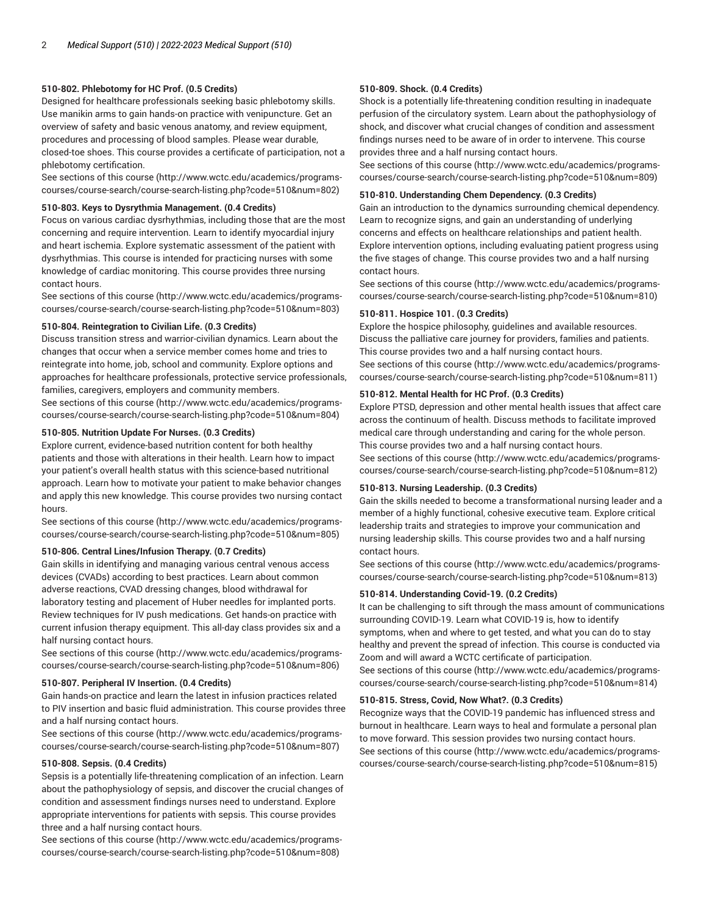#### 510-802. Phlebotomy for HC Prof. (0.5 Credits)

Designed for healthcare professionals seeking basic phlebotomy skills. Use manikin arms to gain hands-on practice with venipuncture. Get an overview of safety and basic venous anatomy, and review equipment, procedures and processing of blood samples. Please wear durable, closed-toe shoes. This course provides a certificate of participation, not a phlebotomy certification.

See sections of this course (http://www.wctc.edu/academics/programs-courses/course-search/course-search-listing.php?code=510&num=802)

#### 510-803. Keys to Dysrythmia Management. (0.4 Credits)

Focus on various cardiac dysrhythmias, including those that are the most concerning and require intervention. Learn to identify myocardial injury and heart ischemia. Explore systematic assessment of the patient with dysrhythmias. This course is intended for practicing nurses with some knowledge of cardiac monitoring. This course provides three nursing contact hours.

See sections of this course (http://www.wctc.edu/academics/programs-courses/course-search/course-search-listing.php?code=510&num=803)

#### 510-804. Reintegration to Civilian Life. (0.3 Credits)

Discuss transition stress and warrior-civilian dynamics. Learn about the changes that occur when a service member comes home and tries to reintegrate into home, job, school and community. Explore options and approaches for healthcare professionals, protective service professionals, families, caregivers, employers and community members.

See sections of this course (http://www.wctc.edu/academics/programs-courses/course-search/course-search-listing.php?code=510&num=804)

#### 510-805. Nutrition Update For Nurses. (0.3 Credits)

Explore current, evidence-based nutrition content for both healthy patients and those with alterations in their health. Learn how to impact your patient's overall health status with this science-based nutritional approach. Learn how to motivate your patient to make behavior changes and apply this new knowledge. This course provides two nursing contact hours.

See sections of this course (http://www.wctc.edu/academics/programs-courses/course-search/course-search-listing.php?code=510&num=805)

#### 510-806. Central Lines/Infusion Therapy. (0.7 Credits)

Gain skills in identifying and managing various central venous access devices (CVADs) according to best practices. Learn about common adverse reactions, CVAD dressing changes, blood withdrawal for laboratory testing and placement of Huber needles for implanted ports. Review techniques for IV push medications. Get hands-on practice with current infusion therapy equipment. This all-day class provides six and a half nursing contact hours.

See sections of this course (http://www.wctc.edu/academics/programs-courses/course-search/course-search-listing.php?code=510&num=806)

#### 510-807. Peripheral IV Insertion. (0.4 Credits)

Gain hands-on practice and learn the latest in infusion practices related to PIV insertion and basic fluid administration. This course provides three and a half nursing contact hours.

See sections of this course (http://www.wctc.edu/academics/programs-courses/course-search/course-search-listing.php?code=510&num=807)

#### 510-808. Sepsis. (0.4 Credits)

Sepsis is a potentially life-threatening complication of an infection. Learn about the pathophysiology of sepsis, and discover the crucial changes of condition and assessment findings nurses need to understand. Explore appropriate interventions for patients with sepsis. This course provides three and a half nursing contact hours.

See sections of this course (http://www.wctc.edu/academics/programs-courses/course-search/course-search-listing.php?code=510&num=808)

#### 510-809. Shock. (0.4 Credits)

Shock is a potentially life-threatening condition resulting in inadequate perfusion of the circulatory system. Learn about the pathophysiology of shock, and discover what crucial changes of condition and assessment findings nurses need to be aware of in order to intervene. This course provides three and a half nursing contact hours.

See sections of this course (http://www.wctc.edu/academics/programs-courses/course-search/course-search-listing.php?code=510&num=809)

#### 510-810. Understanding Chem Dependency. (0.3 Credits)

Gain an introduction to the dynamics surrounding chemical dependency. Learn to recognize signs, and gain an understanding of underlying concerns and effects on healthcare relationships and patient health. Explore intervention options, including evaluating patient progress using the five stages of change. This course provides two and a half nursing contact hours.

See sections of this course (http://www.wctc.edu/academics/programs-courses/course-search/course-search-listing.php?code=510&num=810)

#### 510-811. Hospice 101. (0.3 Credits)

Explore the hospice philosophy, guidelines and available resources. Discuss the palliative care journey for providers, families and patients. This course provides two and a half nursing contact hours.

See sections of this course (http://www.wctc.edu/academics/programs-courses/course-search/course-search-listing.php?code=510&num=811)

#### 510-812. Mental Health for HC Prof. (0.3 Credits)

Explore PTSD, depression and other mental health issues that affect care across the continuum of health. Discuss methods to facilitate improved medical care through understanding and caring for the whole person. This course provides two and a half nursing contact hours.

See sections of this course (http://www.wctc.edu/academics/programs-courses/course-search/course-search-listing.php?code=510&num=812)

#### 510-813. Nursing Leadership. (0.3 Credits)

Gain the skills needed to become a transformational nursing leader and a member of a highly functional, cohesive executive team. Explore critical leadership traits and strategies to improve your communication and nursing leadership skills. This course provides two and a half nursing contact hours.

See sections of this course (http://www.wctc.edu/academics/programs-courses/course-search/course-search-listing.php?code=510&num=813)

#### 510-814. Understanding Covid-19. (0.2 Credits)

It can be challenging to sift through the mass amount of communications surrounding COVID-19. Learn what COVID-19 is, how to identify symptoms, when and where to get tested, and what you can do to stay healthy and prevent the spread of infection. This course is conducted via Zoom and will award a WCTC certificate of participation.

See sections of this course (http://www.wctc.edu/academics/programs-courses/course-search/course-search-listing.php?code=510&num=814)

#### 510-815. Stress, Covid, Now What?. (0.3 Credits)

Recognize ways that the COVID-19 pandemic has influenced stress and burnout in healthcare. Learn ways to heal and formulate a personal plan to move forward. This session provides two nursing contact hours.

See sections of this course (http://www.wctc.edu/academics/programs-courses/course-search/course-search-listing.php?code=510&num=815)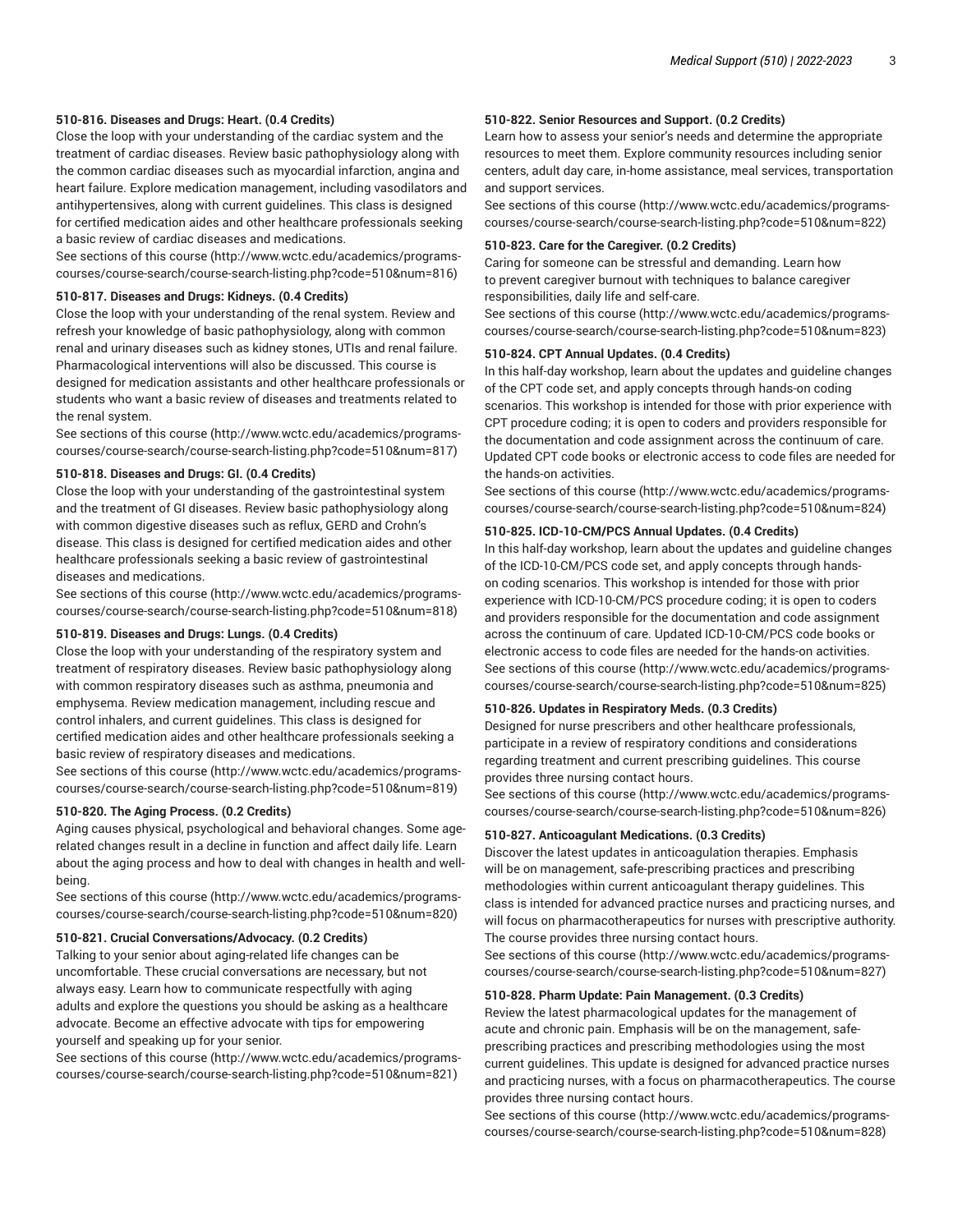#### 510-816. Diseases and Drugs: Heart. (0.4 Credits)

Close the loop with your understanding of the cardiac system and the treatment of cardiac diseases. Review basic pathophysiology along with the common cardiac diseases such as myocardial infarction, angina and heart failure. Explore medication management, including vasodilators and antihypertensives, along with current guidelines. This class is designed for certified medication aides and other healthcare professionals seeking a basic review of cardiac diseases and medications.
See sections of this course (http://www.wctc.edu/academics/programs-courses/course-search/course-search-listing.php?code=510&num=816)

#### 510-817. Diseases and Drugs: Kidneys. (0.4 Credits)

Close the loop with your understanding of the renal system. Review and refresh your knowledge of basic pathophysiology, along with common renal and urinary diseases such as kidney stones, UTIs and renal failure. Pharmacological interventions will also be discussed. This course is designed for medication assistants and other healthcare professionals or students who want a basic review of diseases and treatments related to the renal system.
See sections of this course (http://www.wctc.edu/academics/programs-courses/course-search/course-search-listing.php?code=510&num=817)

#### 510-818. Diseases and Drugs: GI. (0.4 Credits)

Close the loop with your understanding of the gastrointestinal system and the treatment of GI diseases. Review basic pathophysiology along with common digestive diseases such as reflux, GERD and Crohn's disease. This class is designed for certified medication aides and other healthcare professionals seeking a basic review of gastrointestinal diseases and medications.
See sections of this course (http://www.wctc.edu/academics/programs-courses/course-search/course-search-listing.php?code=510&num=818)

#### 510-819. Diseases and Drugs: Lungs. (0.4 Credits)

Close the loop with your understanding of the respiratory system and treatment of respiratory diseases. Review basic pathophysiology along with common respiratory diseases such as asthma, pneumonia and emphysema. Review medication management, including rescue and control inhalers, and current guidelines. This class is designed for certified medication aides and other healthcare professionals seeking a basic review of respiratory diseases and medications.
See sections of this course (http://www.wctc.edu/academics/programs-courses/course-search/course-search-listing.php?code=510&num=819)

#### 510-820. The Aging Process. (0.2 Credits)

Aging causes physical, psychological and behavioral changes. Some age-related changes result in a decline in function and affect daily life. Learn about the aging process and how to deal with changes in health and well-being.
See sections of this course (http://www.wctc.edu/academics/programs-courses/course-search/course-search-listing.php?code=510&num=820)

#### 510-821. Crucial Conversations/Advocacy. (0.2 Credits)

Talking to your senior about aging-related life changes can be uncomfortable. These crucial conversations are necessary, but not always easy. Learn how to communicate respectfully with aging adults and explore the questions you should be asking as a healthcare advocate. Become an effective advocate with tips for empowering yourself and speaking up for your senior.
See sections of this course (http://www.wctc.edu/academics/programs-courses/course-search/course-search-listing.php?code=510&num=821)

#### 510-822. Senior Resources and Support. (0.2 Credits)

Learn how to assess your senior's needs and determine the appropriate resources to meet them. Explore community resources including senior centers, adult day care, in-home assistance, meal services, transportation and support services.
See sections of this course (http://www.wctc.edu/academics/programs-courses/course-search/course-search-listing.php?code=510&num=822)

#### 510-823. Care for the Caregiver. (0.2 Credits)

Caring for someone can be stressful and demanding. Learn how to prevent caregiver burnout with techniques to balance caregiver responsibilities, daily life and self-care.
See sections of this course (http://www.wctc.edu/academics/programs-courses/course-search/course-search-listing.php?code=510&num=823)

#### 510-824. CPT Annual Updates. (0.4 Credits)

In this half-day workshop, learn about the updates and guideline changes of the CPT code set, and apply concepts through hands-on coding scenarios. This workshop is intended for those with prior experience with CPT procedure coding; it is open to coders and providers responsible for the documentation and code assignment across the continuum of care. Updated CPT code books or electronic access to code files are needed for the hands-on activities.
See sections of this course (http://www.wctc.edu/academics/programs-courses/course-search/course-search-listing.php?code=510&num=824)

#### 510-825. ICD-10-CM/PCS Annual Updates. (0.4 Credits)

In this half-day workshop, learn about the updates and guideline changes of the ICD-10-CM/PCS code set, and apply concepts through hands-on coding scenarios. This workshop is intended for those with prior experience with ICD-10-CM/PCS procedure coding; it is open to coders and providers responsible for the documentation and code assignment across the continuum of care. Updated ICD-10-CM/PCS code books or electronic access to code files are needed for the hands-on activities.
See sections of this course (http://www.wctc.edu/academics/programs-courses/course-search/course-search-listing.php?code=510&num=825)

#### 510-826. Updates in Respiratory Meds. (0.3 Credits)

Designed for nurse prescribers and other healthcare professionals, participate in a review of respiratory conditions and considerations regarding treatment and current prescribing guidelines. This course provides three nursing contact hours.
See sections of this course (http://www.wctc.edu/academics/programs-courses/course-search/course-search-listing.php?code=510&num=826)

#### 510-827. Anticoagulant Medications. (0.3 Credits)

Discover the latest updates in anticoagulation therapies. Emphasis will be on management, safe-prescribing practices and prescribing methodologies within current anticoagulant therapy guidelines. This class is intended for advanced practice nurses and practicing nurses, and will focus on pharmacotherapeutics for nurses with prescriptive authority. The course provides three nursing contact hours.
See sections of this course (http://www.wctc.edu/academics/programs-courses/course-search/course-search-listing.php?code=510&num=827)

#### 510-828. Pharm Update: Pain Management. (0.3 Credits)

Review the latest pharmacological updates for the management of acute and chronic pain. Emphasis will be on the management, safe-prescribing practices and prescribing methodologies using the most current guidelines. This update is designed for advanced practice nurses and practicing nurses, with a focus on pharmacotherapeutics. The course provides three nursing contact hours.
See sections of this course (http://www.wctc.edu/academics/programs-courses/course-search/course-search-listing.php?code=510&num=828)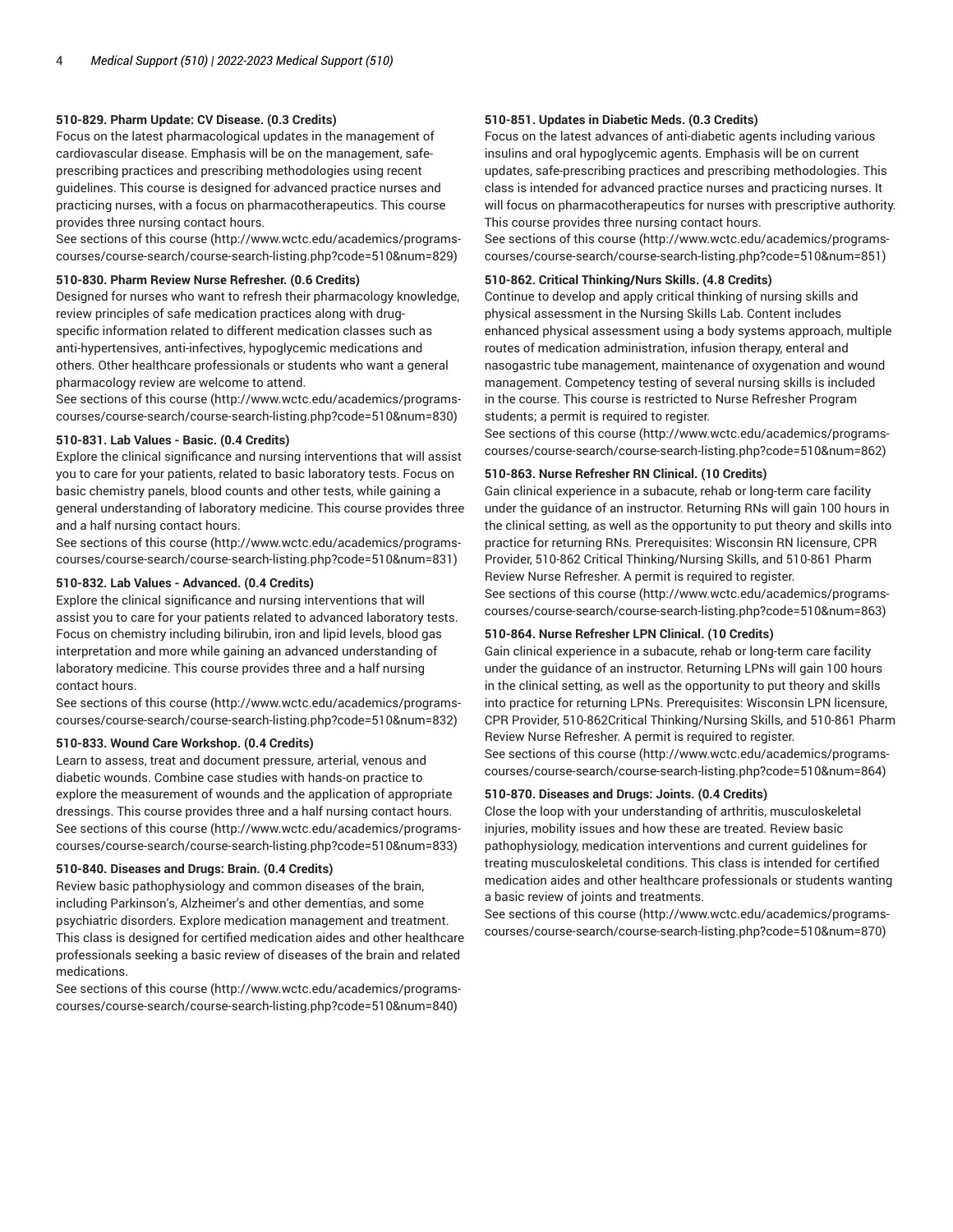#### 510-829. Pharm Update: CV Disease. (0.3 Credits)

Focus on the latest pharmacological updates in the management of cardiovascular disease. Emphasis will be on the management, safe-prescribing practices and prescribing methodologies using recent guidelines. This course is designed for advanced practice nurses and practicing nurses, with a focus on pharmacotherapeutics. This course provides three nursing contact hours.

See sections of this course (http://www.wctc.edu/academics/programs-courses/course-search/course-search-listing.php?code=510&num=829)

#### 510-830. Pharm Review Nurse Refresher. (0.6 Credits)

Designed for nurses who want to refresh their pharmacology knowledge, review principles of safe medication practices along with drug-specific information related to different medication classes such as anti-hypertensives, anti-infectives, hypoglycemic medications and others. Other healthcare professionals or students who want a general pharmacology review are welcome to attend.

See sections of this course (http://www.wctc.edu/academics/programs-courses/course-search/course-search-listing.php?code=510&num=830)

#### 510-831. Lab Values - Basic. (0.4 Credits)

Explore the clinical significance and nursing interventions that will assist you to care for your patients, related to basic laboratory tests. Focus on basic chemistry panels, blood counts and other tests, while gaining a general understanding of laboratory medicine. This course provides three and a half nursing contact hours.

See sections of this course (http://www.wctc.edu/academics/programs-courses/course-search/course-search-listing.php?code=510&num=831)

#### 510-832. Lab Values - Advanced. (0.4 Credits)

Explore the clinical significance and nursing interventions that will assist you to care for your patients related to advanced laboratory tests. Focus on chemistry including bilirubin, iron and lipid levels, blood gas interpretation and more while gaining an advanced understanding of laboratory medicine. This course provides three and a half nursing contact hours.

See sections of this course (http://www.wctc.edu/academics/programs-courses/course-search/course-search-listing.php?code=510&num=832)

#### 510-833. Wound Care Workshop. (0.4 Credits)

Learn to assess, treat and document pressure, arterial, venous and diabetic wounds. Combine case studies with hands-on practice to explore the measurement of wounds and the application of appropriate dressings. This course provides three and a half nursing contact hours.

See sections of this course (http://www.wctc.edu/academics/programs-courses/course-search/course-search-listing.php?code=510&num=833)

#### 510-840. Diseases and Drugs: Brain. (0.4 Credits)

Review basic pathophysiology and common diseases of the brain, including Parkinson's, Alzheimer's and other dementias, and some psychiatric disorders. Explore medication management and treatment. This class is designed for certified medication aides and other healthcare professionals seeking a basic review of diseases of the brain and related medications.

See sections of this course (http://www.wctc.edu/academics/programs-courses/course-search/course-search-listing.php?code=510&num=840)

#### 510-851. Updates in Diabetic Meds. (0.3 Credits)

Focus on the latest advances of anti-diabetic agents including various insulins and oral hypoglycemic agents. Emphasis will be on current updates, safe-prescribing practices and prescribing methodologies. This class is intended for advanced practice nurses and practicing nurses. It will focus on pharmacotherapeutics for nurses with prescriptive authority. This course provides three nursing contact hours.

See sections of this course (http://www.wctc.edu/academics/programs-courses/course-search/course-search-listing.php?code=510&num=851)

#### 510-862. Critical Thinking/Nurs Skills. (4.8 Credits)

Continue to develop and apply critical thinking of nursing skills and physical assessment in the Nursing Skills Lab. Content includes enhanced physical assessment using a body systems approach, multiple routes of medication administration, infusion therapy, enteral and nasogastric tube management, maintenance of oxygenation and wound management. Competency testing of several nursing skills is included in the course. This course is restricted to Nurse Refresher Program students; a permit is required to register.

See sections of this course (http://www.wctc.edu/academics/programs-courses/course-search/course-search-listing.php?code=510&num=862)

#### 510-863. Nurse Refresher RN Clinical. (10 Credits)

Gain clinical experience in a subacute, rehab or long-term care facility under the guidance of an instructor. Returning RNs will gain 100 hours in the clinical setting, as well as the opportunity to put theory and skills into practice for returning RNs. Prerequisites: Wisconsin RN licensure, CPR Provider, 510-862 Critical Thinking/Nursing Skills, and 510-861 Pharm Review Nurse Refresher. A permit is required to register.

See sections of this course (http://www.wctc.edu/academics/programs-courses/course-search/course-search-listing.php?code=510&num=863)

#### 510-864. Nurse Refresher LPN Clinical. (10 Credits)

Gain clinical experience in a subacute, rehab or long-term care facility under the guidance of an instructor. Returning LPNs will gain 100 hours in the clinical setting, as well as the opportunity to put theory and skills into practice for returning LPNs. Prerequisites: Wisconsin LPN licensure, CPR Provider, 510-862Critical Thinking/Nursing Skills, and 510-861 Pharm Review Nurse Refresher. A permit is required to register.

See sections of this course (http://www.wctc.edu/academics/programs-courses/course-search/course-search-listing.php?code=510&num=864)

#### 510-870. Diseases and Drugs: Joints. (0.4 Credits)

Close the loop with your understanding of arthritis, musculoskeletal injuries, mobility issues and how these are treated. Review basic pathophysiology, medication interventions and current guidelines for treating musculoskeletal conditions. This class is intended for certified medication aides and other healthcare professionals or students wanting a basic review of joints and treatments.

See sections of this course (http://www.wctc.edu/academics/programs-courses/course-search/course-search-listing.php?code=510&num=870)